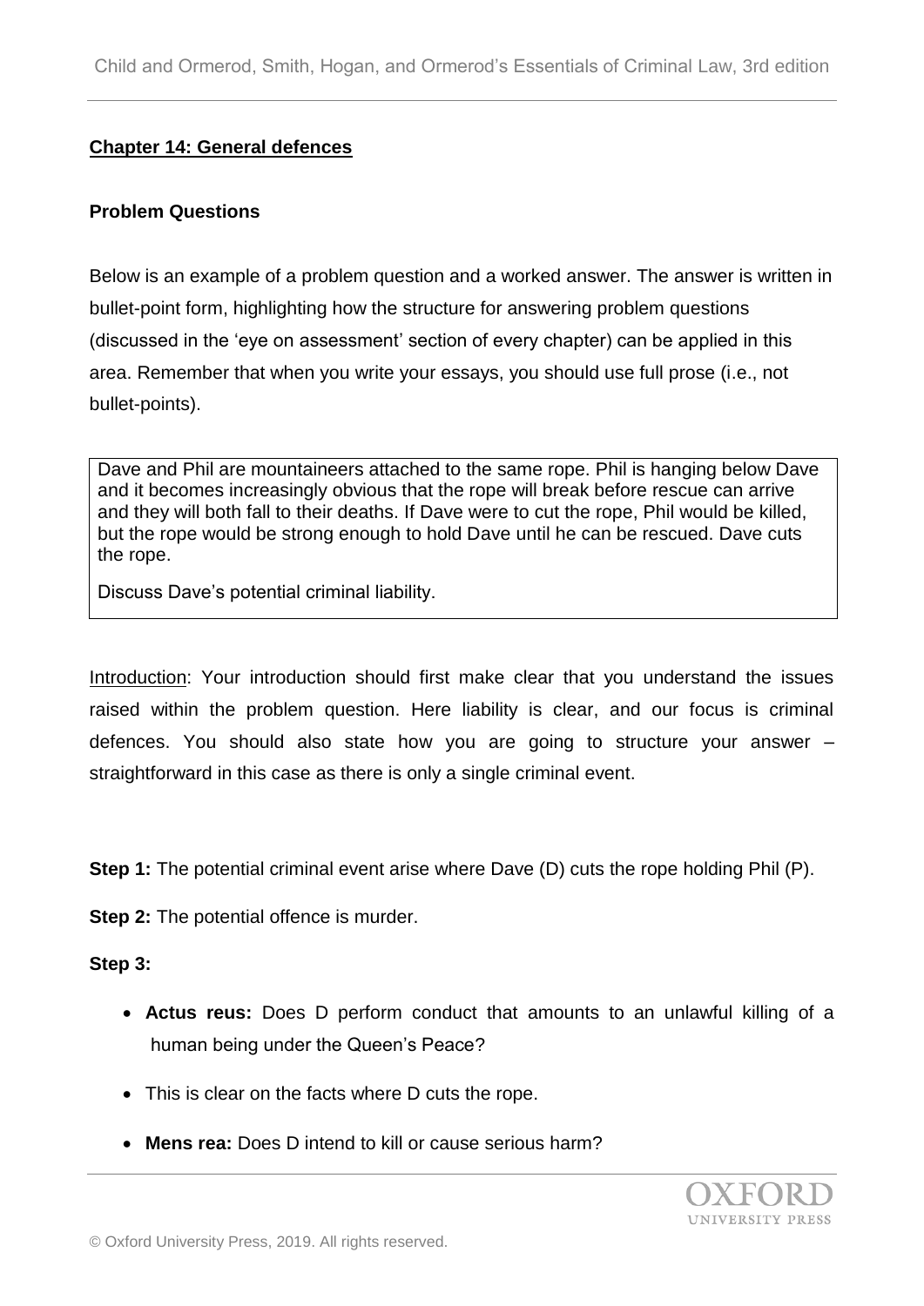## Chapter 14: General defences

### Problem Questions

Below is an example of a problem question and a worked answer. The answer is written in bullet-point form, highlighting how the structure for answering problem questions (discussed in the 'eye on assessment' section of every chapter) can be applied in this area. Remember that when you write your essays, you should use full prose (i.e., not bullet-points).

> Dave and Phil are mountaineers attached to the same rope. Phil is hanging below Dave and it becomes increasingly obvious that the rope will break before rescue can arrive and they will both fall to their deaths. If Dave were to cut the rope, Phil would be killed, but the rope would be strong enough to hold Dave until he can be rescued. Dave cuts the rope.
>
> Discuss Dave's potential criminal liability.

Introduction: Your introduction should first make clear that you understand the issues raised within the problem question. Here liability is clear, and our focus is criminal defences. You should also state how you are going to structure your answer – straightforward in this case as there is only a single criminal event.

**Step 1:** The potential criminal event arise where Dave (D) cuts the rope holding Phil (P).

**Step 2:** The potential offence is murder.

**Step 3:**

- **Actus reus:** Does D perform conduct that amounts to an unlawful killing of a human being under the Queen's Peace?
- This is clear on the facts where D cuts the rope.
- **Mens rea:** Does D intend to kill or cause serious harm?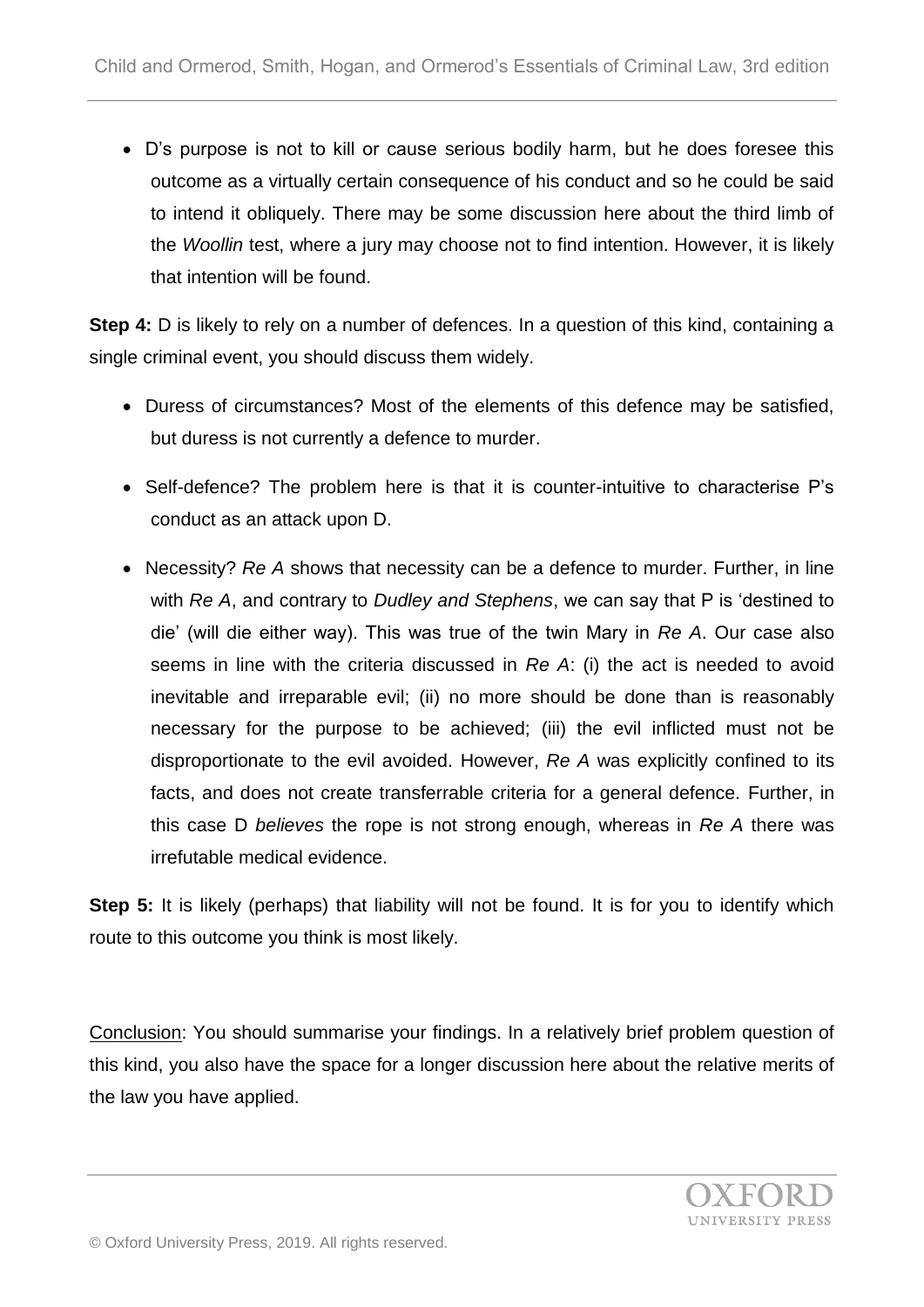- D's purpose is not to kill or cause serious bodily harm, but he does foresee this outcome as a virtually certain consequence of his conduct and so he could be said to intend it obliquely. There may be some discussion here about the third limb of the *Woollin* test, where a jury may choose not to find intention. However, it is likely that intention will be found.

**Step 4:** D is likely to rely on a number of defences. In a question of this kind, containing a single criminal event, you should discuss them widely.

- Duress of circumstances? Most of the elements of this defence may be satisfied, but duress is not currently a defence to murder.
- Self-defence? The problem here is that it is counter-intuitive to characterise P's conduct as an attack upon D.
- Necessity? *Re A* shows that necessity can be a defence to murder. Further, in line with *Re A*, and contrary to *Dudley and Stephens*, we can say that P is 'destined to die' (will die either way). This was true of the twin Mary in *Re A*. Our case also seems in line with the criteria discussed in *Re A*: (i) the act is needed to avoid inevitable and irreparable evil; (ii) no more should be done than is reasonably necessary for the purpose to be achieved; (iii) the evil inflicted must not be disproportionate to the evil avoided. However, *Re A* was explicitly confined to its facts, and does not create transferrable criteria for a general defence. Further, in this case D *believes* the rope is not strong enough, whereas in *Re A* there was irrefutable medical evidence.

**Step 5:** It is likely (perhaps) that liability will not be found. It is for you to identify which route to this outcome you think is most likely.

Conclusion: You should summarise your findings. In a relatively brief problem question of this kind, you also have the space for a longer discussion here about the relative merits of the law you have applied.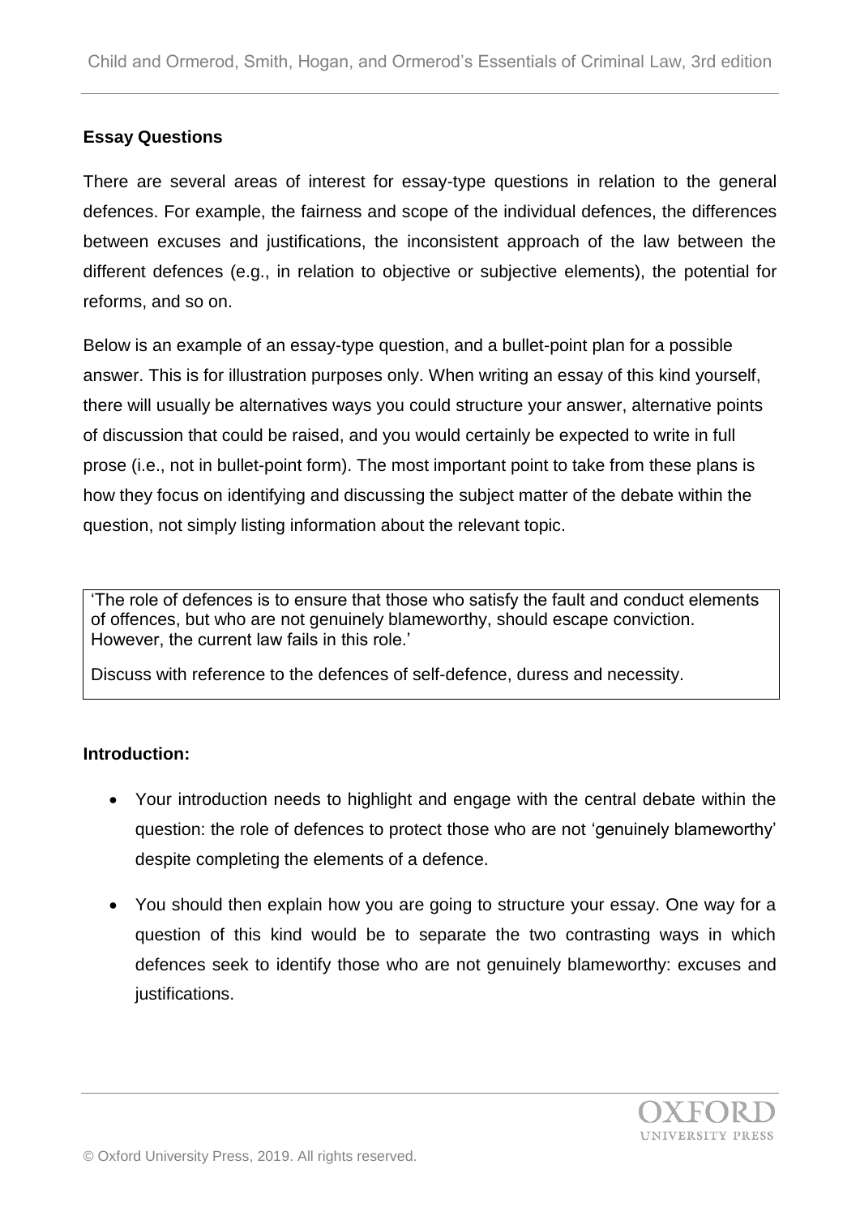## Essay Questions

There are several areas of interest for essay-type questions in relation to the general defences. For example, the fairness and scope of the individual defences, the differences between excuses and justifications, the inconsistent approach of the law between the different defences (e.g., in relation to objective or subjective elements), the potential for reforms, and so on.

Below is an example of an essay-type question, and a bullet-point plan for a possible answer. This is for illustration purposes only. When writing an essay of this kind yourself, there will usually be alternatives ways you could structure your answer, alternative points of discussion that could be raised, and you would certainly be expected to write in full prose (i.e., not in bullet-point form). The most important point to take from these plans is how they focus on identifying and discussing the subject matter of the debate within the question, not simply listing information about the relevant topic.

> 'The role of defences is to ensure that those who satisfy the fault and conduct elements of offences, but who are not genuinely blameworthy, should escape conviction. However, the current law fails in this role.'
>
> Discuss with reference to the defences of self-defence, duress and necessity.

**Introduction:**

- Your introduction needs to highlight and engage with the central debate within the question: the role of defences to protect those who are not 'genuinely blameworthy' despite completing the elements of a defence.
- You should then explain how you are going to structure your essay. One way for a question of this kind would be to separate the two contrasting ways in which defences seek to identify those who are not genuinely blameworthy: excuses and justifications.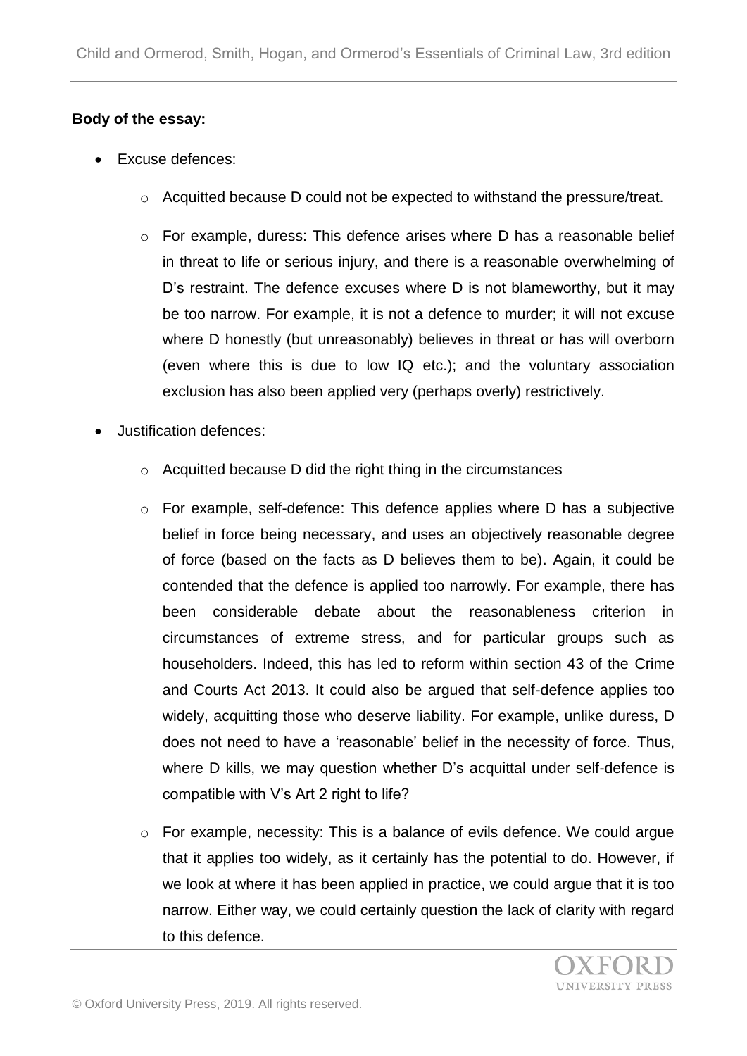**Body of the essay:**

- Excuse defences:
    - Acquitted because D could not be expected to withstand the pressure/treat.
    - For example, duress: This defence arises where D has a reasonable belief in threat to life or serious injury, and there is a reasonable overwhelming of D's restraint. The defence excuses where D is not blameworthy, but it may be too narrow. For example, it is not a defence to murder; it will not excuse where D honestly (but unreasonably) believes in threat or has will overborn (even where this is due to low IQ etc.); and the voluntary association exclusion has also been applied very (perhaps overly) restrictively.
- Justification defences:
    - Acquitted because D did the right thing in the circumstances
    - For example, self-defence: This defence applies where D has a subjective belief in force being necessary, and uses an objectively reasonable degree of force (based on the facts as D believes them to be). Again, it could be contended that the defence is applied too narrowly. For example, there has been considerable debate about the reasonableness criterion in circumstances of extreme stress, and for particular groups such as householders. Indeed, this has led to reform within section 43 of the Crime and Courts Act 2013. It could also be argued that self-defence applies too widely, acquitting those who deserve liability. For example, unlike duress, D does not need to have a 'reasonable' belief in the necessity of force. Thus, where D kills, we may question whether D's acquittal under self-defence is compatible with V's Art 2 right to life?
    - For example, necessity: This is a balance of evils defence. We could argue that it applies too widely, as it certainly has the potential to do. However, if we look at where it has been applied in practice, we could argue that it is too narrow. Either way, we could certainly question the lack of clarity with regard to this defence.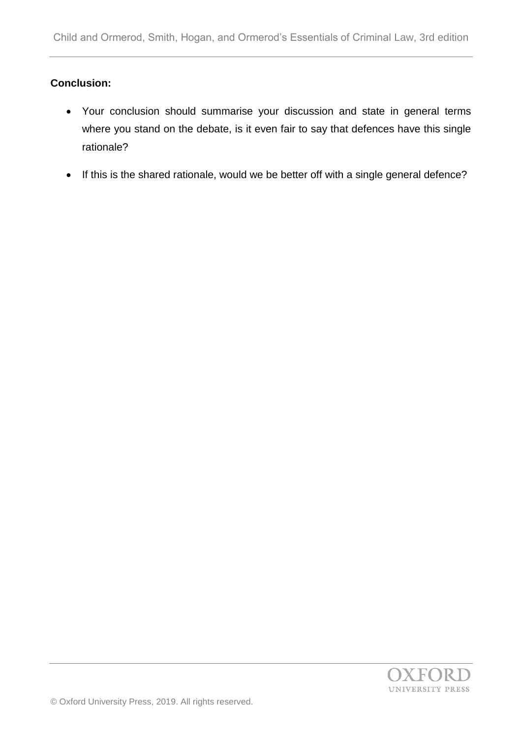**Conclusion:**

- Your conclusion should summarise your discussion and state in general terms where you stand on the debate, is it even fair to say that defences have this single rationale?
- If this is the shared rationale, would we be better off with a single general defence?